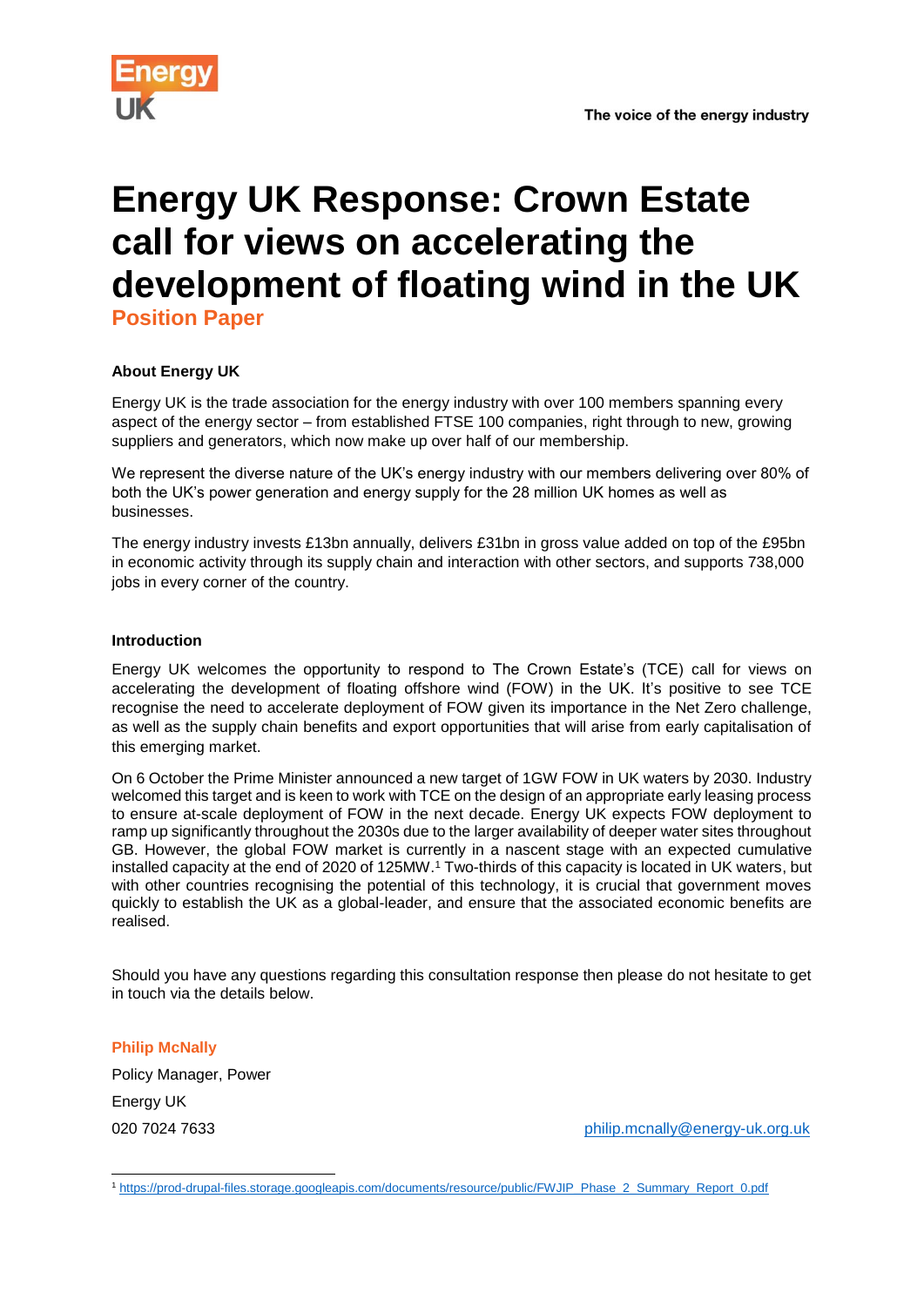# Energy UK Response: Crown Estate call for views on accelerating the development of floating wind in the UK

## Position Paper

**About Energy UK**

Energy UK is the trade association for the energy industry with over 100 members spanning every aspect of the energy sector – from established FTSE 100 companies, right through to new, growing suppliers and generators, which now make up over half of our membership.

We represent the diverse nature of the UK's energy industry with our members delivering over 80% of both the UK's power generation and energy supply for the 28 million UK homes as well as businesses.

The energy industry invests £13bn annually, delivers £31bn in gross value added on top of the £95bn in economic activity through its supply chain and interaction with other sectors, and supports 738,000 jobs in every corner of the country.

**Introduction**

Energy UK welcomes the opportunity to respond to The Crown Estate's (TCE) call for views on accelerating the development of floating offshore wind (FOW) in the UK. It's positive to see TCE recognise the need to accelerate deployment of FOW given its importance in the Net Zero challenge, as well as the supply chain benefits and export opportunities that will arise from early capitalisation of this emerging market.

On 6 October the Prime Minister announced a new target of 1GW FOW in UK waters by 2030. Industry welcomed this target and is keen to work with TCE on the design of an appropriate early leasing process to ensure at-scale deployment of FOW in the next decade. Energy UK expects FOW deployment to ramp up significantly throughout the 2030s due to the larger availability of deeper water sites throughout GB. However, the global FOW market is currently in a nascent stage with an expected cumulative installed capacity at the end of 2020 of 125MW.[1] Two-thirds of this capacity is located in UK waters, but with other countries recognising the potential of this technology, it is crucial that government moves quickly to establish the UK as a global-leader, and ensure that the associated economic benefits are realised.

Should you have any questions regarding this consultation response then please do not hesitate to get in touch via the details below.

**Philip McNally**

Policy Manager, Power

Energy UK

020 7024 7633

philip.mcnally@energy-uk.org.uk

[1] https://prod-drupal-files.storage.googleapis.com/documents/resource/public/FWJIP_Phase_2_Summary_Report_0.pdf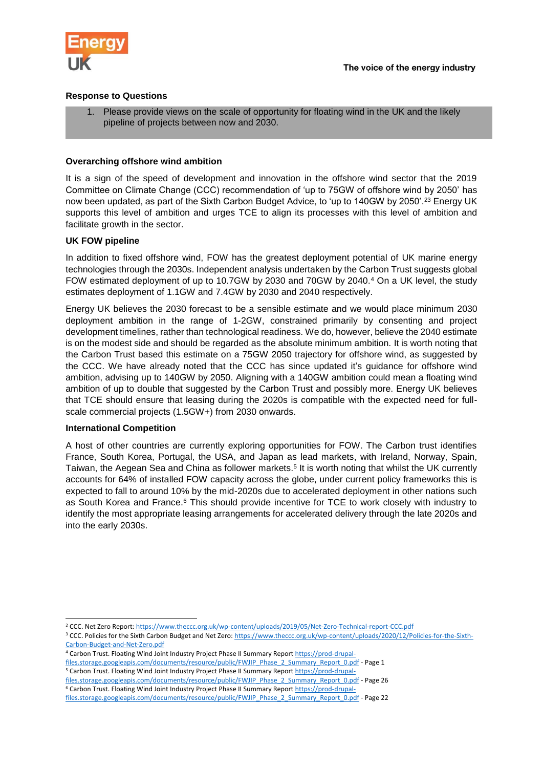## Response to Questions

1. Please provide views on the scale of opportunity for floating wind in the UK and the likely pipeline of projects between now and 2030.

### Overarching offshore wind ambition

It is a sign of the speed of development and innovation in the offshore wind sector that the 2019 Committee on Climate Change (CCC) recommendation of 'up to 75GW of offshore wind by 2050' has now been updated, as part of the Sixth Carbon Budget Advice, to 'up to 140GW by 2050'.[2][3] Energy UK supports this level of ambition and urges TCE to align its processes with this level of ambition and facilitate growth in the sector.

### UK FOW pipeline

In addition to fixed offshore wind, FOW has the greatest deployment potential of UK marine energy technologies through the 2030s. Independent analysis undertaken by the Carbon Trust suggests global FOW estimated deployment of up to 10.7GW by 2030 and 70GW by 2040.[4] On a UK level, the study estimates deployment of 1.1GW and 7.4GW by 2030 and 2040 respectively.

Energy UK believes the 2030 forecast to be a sensible estimate and we would place minimum 2030 deployment ambition in the range of 1-2GW, constrained primarily by consenting and project development timelines, rather than technological readiness. We do, however, believe the 2040 estimate is on the modest side and should be regarded as the absolute minimum ambition. It is worth noting that the Carbon Trust based this estimate on a 75GW 2050 trajectory for offshore wind, as suggested by the CCC. We have already noted that the CCC has since updated it's guidance for offshore wind ambition, advising up to 140GW by 2050. Aligning with a 140GW ambition could mean a floating wind ambition of up to double that suggested by the Carbon Trust and possibly more. Energy UK believes that TCE should ensure that leasing during the 2020s is compatible with the expected need for full-scale commercial projects (1.5GW+) from 2030 onwards.

### International Competition

A host of other countries are currently exploring opportunities for FOW. The Carbon trust identifies France, South Korea, Portugal, the USA, and Japan as lead markets, with Ireland, Norway, Spain, Taiwan, the Aegean Sea and China as follower markets.[5] It is worth noting that whilst the UK currently accounts for 64% of installed FOW capacity across the globe, under current policy frameworks this is expected to fall to around 10% by the mid-2020s due to accelerated deployment in other nations such as South Korea and France.[6] This should provide incentive for TCE to work closely with industry to identify the most appropriate leasing arrangements for accelerated delivery through the late 2020s and into the early 2030s.

---

[2] CCC. Net Zero Report: https://www.theccc.org.uk/wp-content/uploads/2019/05/Net-Zero-Technical-report-CCC.pdf

[3] CCC. Policies for the Sixth Carbon Budget and Net Zero: https://www.theccc.org.uk/wp-content/uploads/2020/12/Policies-for-the-Sixth-Carbon-Budget-and-Net-Zero.pdf

[4] Carbon Trust. Floating Wind Joint Industry Project Phase II Summary Report https://prod-drupal-files.storage.googleapis.com/documents/resource/public/FWJIP_Phase_2_Summary_Report_0.pdf - Page 1

[5] Carbon Trust. Floating Wind Joint Industry Project Phase II Summary Report https://prod-drupal-files.storage.googleapis.com/documents/resource/public/FWJIP_Phase_2_Summary_Report_0.pdf - Page 26

[6] Carbon Trust. Floating Wind Joint Industry Project Phase II Summary Report https://prod-drupal-files.storage.googleapis.com/documents/resource/public/FWJIP_Phase_2_Summary_Report_0.pdf - Page 22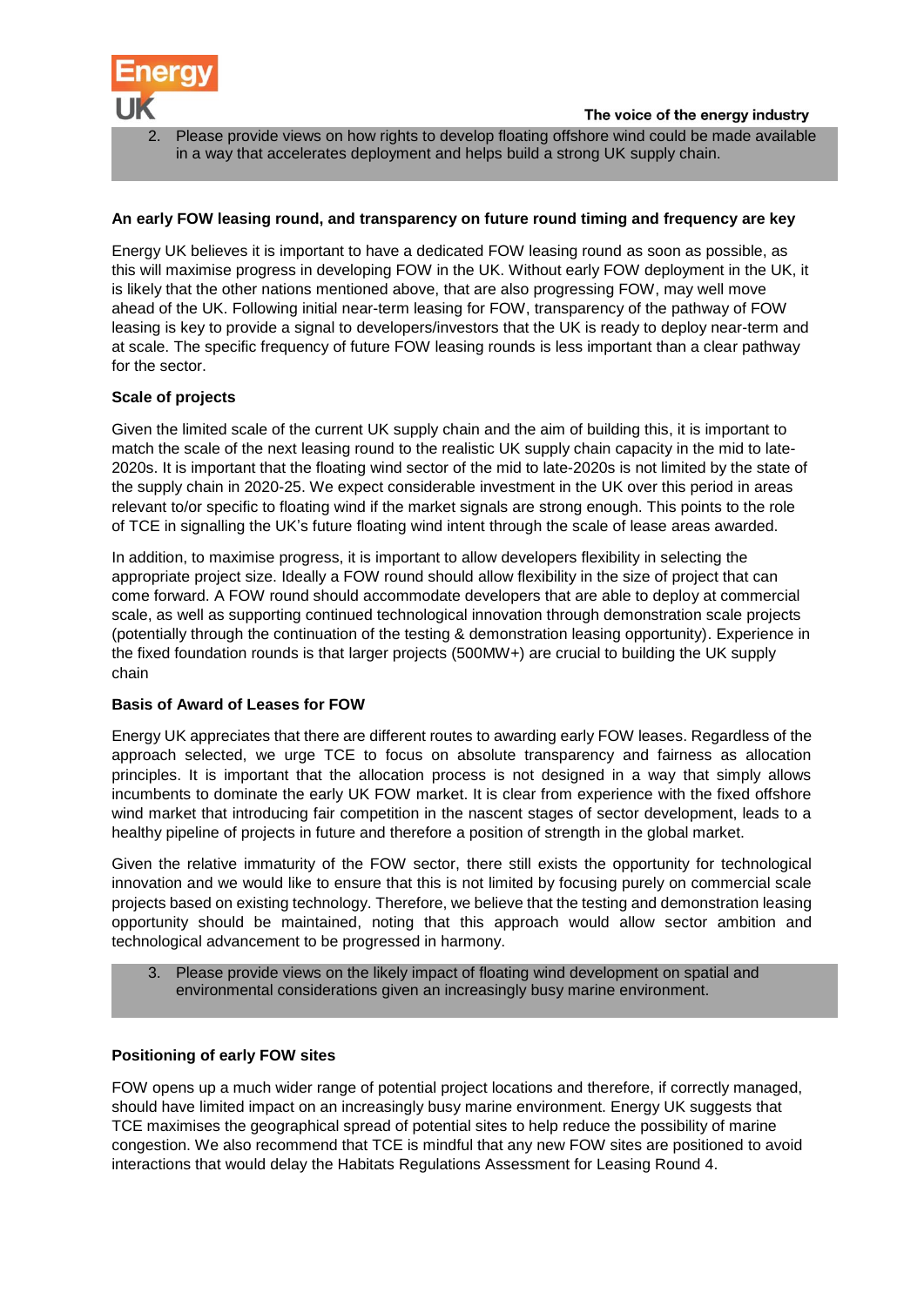2. Please provide views on how rights to develop floating offshore wind could be made available in a way that accelerates deployment and helps build a strong UK supply chain.

**An early FOW leasing round, and transparency on future round timing and frequency are key**

Energy UK believes it is important to have a dedicated FOW leasing round as soon as possible, as this will maximise progress in developing FOW in the UK. Without early FOW deployment in the UK, it is likely that the other nations mentioned above, that are also progressing FOW, may well move ahead of the UK. Following initial near-term leasing for FOW, transparency of the pathway of FOW leasing is key to provide a signal to developers/investors that the UK is ready to deploy near-term and at scale. The specific frequency of future FOW leasing rounds is less important than a clear pathway for the sector.

**Scale of projects**

Given the limited scale of the current UK supply chain and the aim of building this, it is important to match the scale of the next leasing round to the realistic UK supply chain capacity in the mid to late-2020s. It is important that the floating wind sector of the mid to late-2020s is not limited by the state of the supply chain in 2020-25. We expect considerable investment in the UK over this period in areas relevant to/or specific to floating wind if the market signals are strong enough. This points to the role of TCE in signalling the UK's future floating wind intent through the scale of lease areas awarded.

In addition, to maximise progress, it is important to allow developers flexibility in selecting the appropriate project size. Ideally a FOW round should allow flexibility in the size of project that can come forward. A FOW round should accommodate developers that are able to deploy at commercial scale, as well as supporting continued technological innovation through demonstration scale projects (potentially through the continuation of the testing & demonstration leasing opportunity). Experience in the fixed foundation rounds is that larger projects (500MW+) are crucial to building the UK supply chain

**Basis of Award of Leases for FOW**

Energy UK appreciates that there are different routes to awarding early FOW leases. Regardless of the approach selected, we urge TCE to focus on absolute transparency and fairness as allocation principles. It is important that the allocation process is not designed in a way that simply allows incumbents to dominate the early UK FOW market. It is clear from experience with the fixed offshore wind market that introducing fair competition in the nascent stages of sector development, leads to a healthy pipeline of projects in future and therefore a position of strength in the global market.

Given the relative immaturity of the FOW sector, there still exists the opportunity for technological innovation and we would like to ensure that this is not limited by focusing purely on commercial scale projects based on existing technology. Therefore, we believe that the testing and demonstration leasing opportunity should be maintained, noting that this approach would allow sector ambition and technological advancement to be progressed in harmony.

3. Please provide views on the likely impact of floating wind development on spatial and environmental considerations given an increasingly busy marine environment.

**Positioning of early FOW sites**

FOW opens up a much wider range of potential project locations and therefore, if correctly managed, should have limited impact on an increasingly busy marine environment. Energy UK suggests that TCE maximises the geographical spread of potential sites to help reduce the possibility of marine congestion. We also recommend that TCE is mindful that any new FOW sites are positioned to avoid interactions that would delay the Habitats Regulations Assessment for Leasing Round 4.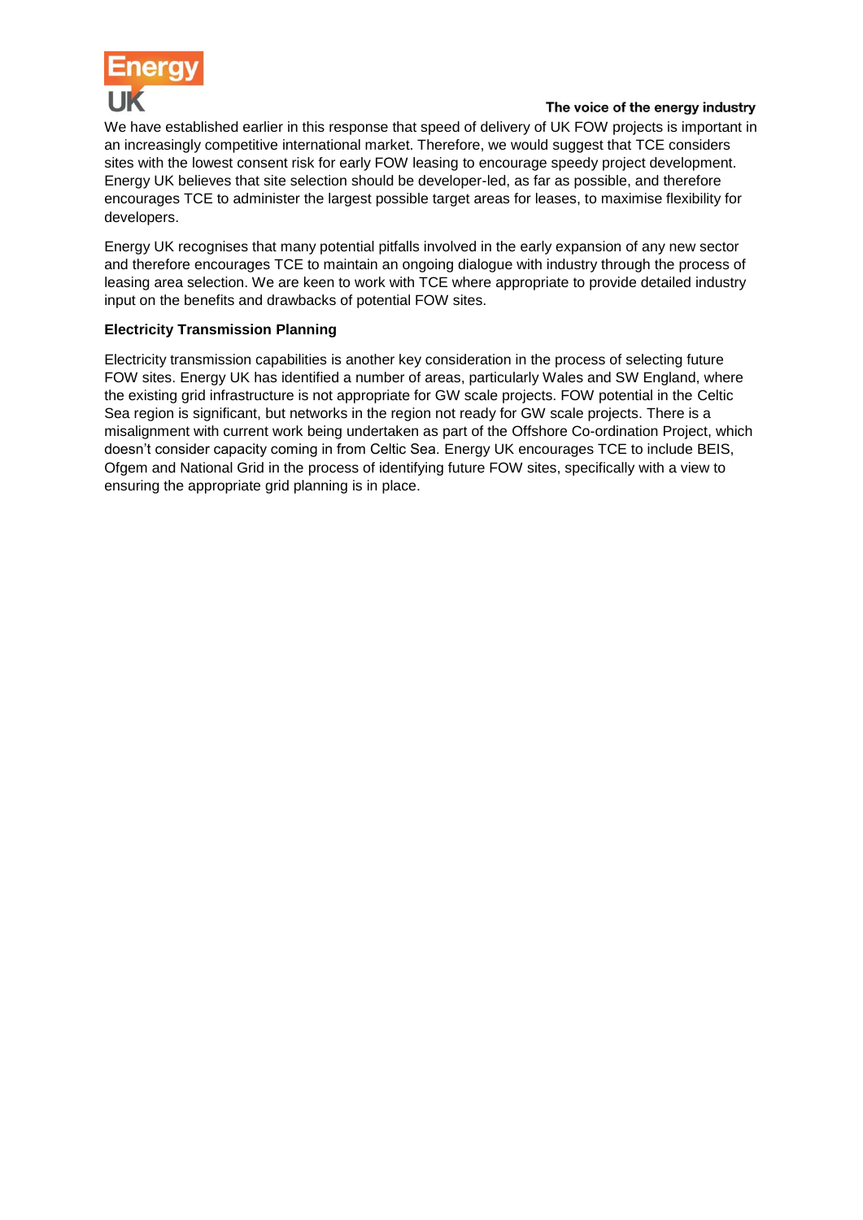We have established earlier in this response that speed of delivery of UK FOW projects is important in an increasingly competitive international market. Therefore, we would suggest that TCE considers sites with the lowest consent risk for early FOW leasing to encourage speedy project development. Energy UK believes that site selection should be developer-led, as far as possible, and therefore encourages TCE to administer the largest possible target areas for leases, to maximise flexibility for developers.

Energy UK recognises that many potential pitfalls involved in the early expansion of any new sector and therefore encourages TCE to maintain an ongoing dialogue with industry through the process of leasing area selection. We are keen to work with TCE where appropriate to provide detailed industry input on the benefits and drawbacks of potential FOW sites.

**Electricity Transmission Planning**

Electricity transmission capabilities is another key consideration in the process of selecting future FOW sites. Energy UK has identified a number of areas, particularly Wales and SW England, where the existing grid infrastructure is not appropriate for GW scale projects. FOW potential in the Celtic Sea region is significant, but networks in the region not ready for GW scale projects. There is a misalignment with current work being undertaken as part of the Offshore Co-ordination Project, which doesn't consider capacity coming in from Celtic Sea. Energy UK encourages TCE to include BEIS, Ofgem and National Grid in the process of identifying future FOW sites, specifically with a view to ensuring the appropriate grid planning is in place.